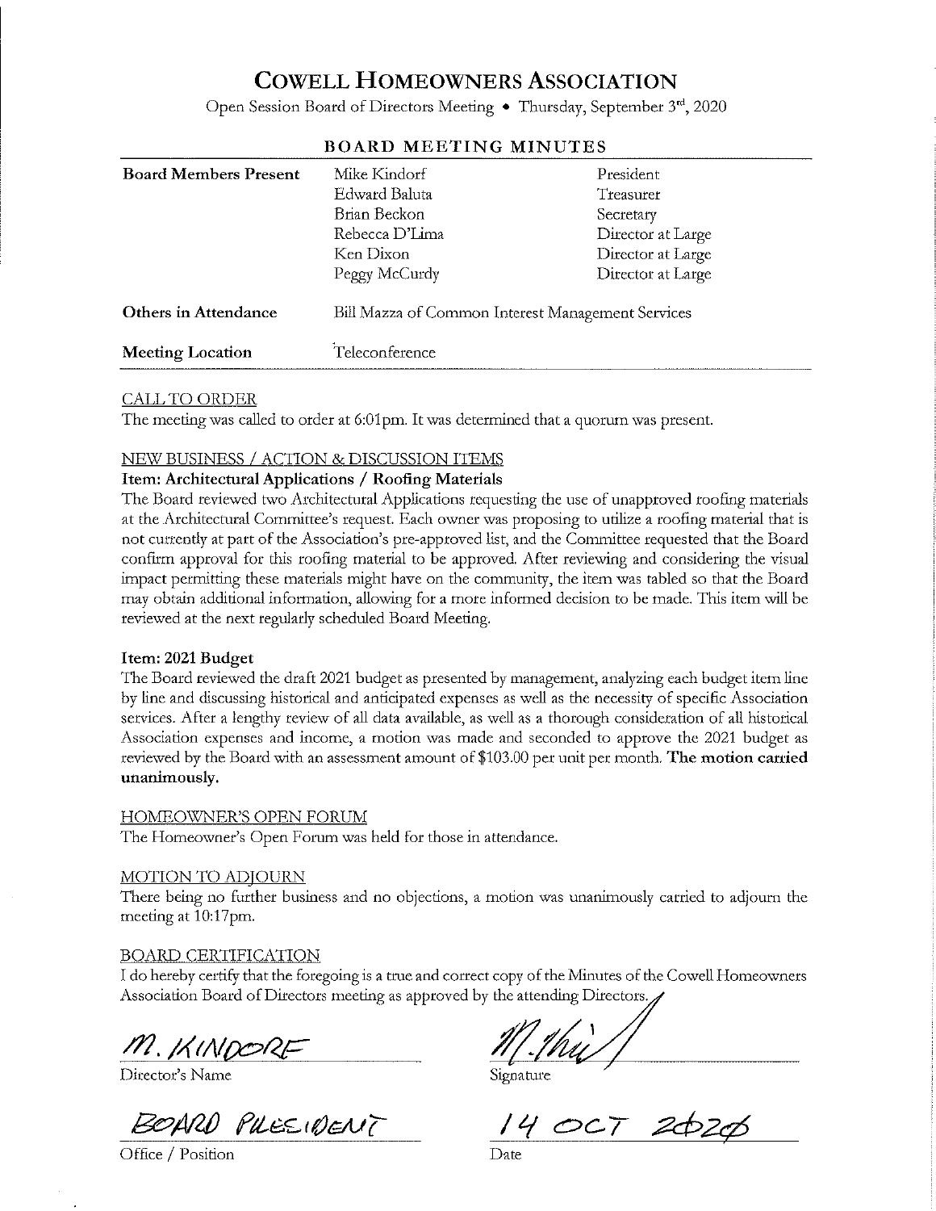# COWELL HOMEOWNERS ASSOCIATION

Open Session Board of Directors Meeting • Thursday, September 3rd, 2020

## BOARD MEETING MINUTES

| | | |
|---|---|---|
| **Board Members Present** | Mike Kindorf | President |
| | Edward Baluta | Treasurer |
| | Brian Beckon | Secretary |
| | Rebecca D'Lima | Director at Large |
| | Ken Dixon | Director at Large |
| | Peggy McCurdy | Director at Large |
| **Others in Attendance** | Bill Mazza of Common Interest Management Services | |
| **Meeting Location** | Teleconference | |

CALL TO ORDER

The meeting was called to order at 6:01pm. It was determined that a quorum was present.

NEW BUSINESS / ACTION & DISCUSSION ITEMS

**Item: Architectural Applications / Roofing Materials**

The Board reviewed two Architectural Applications requesting the use of unapproved roofing materials at the Architectural Committee's request. Each owner was proposing to utilize a roofing material that is not currently at part of the Association's pre-approved list, and the Committee requested that the Board confirm approval for this roofing material to be approved. After reviewing and considering the visual impact permitting these materials might have on the community, the item was tabled so that the Board may obtain additional information, allowing for a more informed decision to be made. This item will be reviewed at the next regularly scheduled Board Meeting.

**Item: 2021 Budget**

The Board reviewed the draft 2021 budget as presented by management, analyzing each budget item line by line and discussing historical and anticipated expenses as well as the necessity of specific Association services. After a lengthy review of all data available, as well as a thorough consideration of all historical Association expenses and income, a motion was made and seconded to approve the 2021 budget as reviewed by the Board with an assessment amount of $103.00 per unit per month. **The motion carried unanimously.**

HOMEOWNER'S OPEN FORUM

The Homeowner's Open Forum was held for those in attendance.

MOTION TO ADJOURN

There being no further business and no objections, a motion was unanimously carried to adjourn the meeting at 10:17pm.

BOARD CERTIFICATION

I do hereby certify that the foregoing is a true and correct copy of the Minutes of the Cowell Homeowners Association Board of Directors meeting as approved by the attending Directors.

M. KINDORF
Director's Name

[Signature]
Signature

BOARD PRESIDENT
Office / Position

14 OCT 2020
Date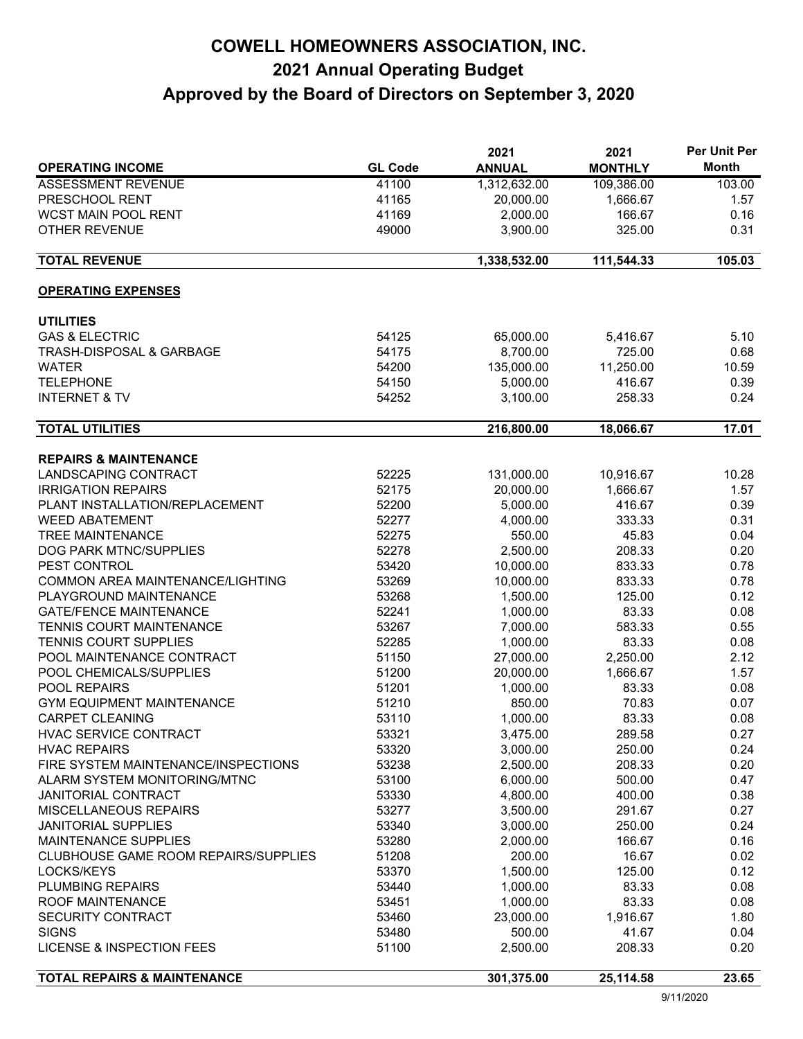# COWELL HOMEOWNERS ASSOCIATION, INC.
## 2021 Annual Operating Budget
## Approved by the Board of Directors on September 3, 2020

| OPERATING INCOME | GL Code | 2021 ANNUAL | 2021 MONTHLY | Per Unit Per Month |
|---|---|---|---|---|
| ASSESSMENT REVENUE | 41100 | 1,312,632.00 | 109,386.00 | 103.00 |
| PRESCHOOL RENT | 41165 | 20,000.00 | 1,666.67 | 1.57 |
| WCST MAIN POOL RENT | 41169 | 2,000.00 | 166.67 | 0.16 |
| OTHER REVENUE | 49000 | 3,900.00 | 325.00 | 0.31 |
| **TOTAL REVENUE** | | **1,338,532.00** | **111,544.33** | **105.03** |
| **OPERATING EXPENSES** | | | | |
| **UTILITIES** | | | | |
| GAS & ELECTRIC | 54125 | 65,000.00 | 5,416.67 | 5.10 |
| TRASH-DISPOSAL & GARBAGE | 54175 | 8,700.00 | 725.00 | 0.68 |
| WATER | 54200 | 135,000.00 | 11,250.00 | 10.59 |
| TELEPHONE | 54150 | 5,000.00 | 416.67 | 0.39 |
| INTERNET & TV | 54252 | 3,100.00 | 258.33 | 0.24 |
| **TOTAL UTILITIES** | | **216,800.00** | **18,066.67** | **17.01** |
| **REPAIRS & MAINTENANCE** | | | | |
| LANDSCAPING CONTRACT | 52225 | 131,000.00 | 10,916.67 | 10.28 |
| IRRIGATION REPAIRS | 52175 | 20,000.00 | 1,666.67 | 1.57 |
| PLANT INSTALLATION/REPLACEMENT | 52200 | 5,000.00 | 416.67 | 0.39 |
| WEED ABATEMENT | 52277 | 4,000.00 | 333.33 | 0.31 |
| TREE MAINTENANCE | 52275 | 550.00 | 45.83 | 0.04 |
| DOG PARK MTNC/SUPPLIES | 52278 | 2,500.00 | 208.33 | 0.20 |
| PEST CONTROL | 53420 | 10,000.00 | 833.33 | 0.78 |
| COMMON AREA MAINTENANCE/LIGHTING | 53269 | 10,000.00 | 833.33 | 0.78 |
| PLAYGROUND MAINTENANCE | 53268 | 1,500.00 | 125.00 | 0.12 |
| GATE/FENCE MAINTENANCE | 52241 | 1,000.00 | 83.33 | 0.08 |
| TENNIS COURT MAINTENANCE | 53267 | 7,000.00 | 583.33 | 0.55 |
| TENNIS COURT SUPPLIES | 52285 | 1,000.00 | 83.33 | 0.08 |
| POOL MAINTENANCE CONTRACT | 51150 | 27,000.00 | 2,250.00 | 2.12 |
| POOL CHEMICALS/SUPPLIES | 51200 | 20,000.00 | 1,666.67 | 1.57 |
| POOL REPAIRS | 51201 | 1,000.00 | 83.33 | 0.08 |
| GYM EQUIPMENT MAINTENANCE | 51210 | 850.00 | 70.83 | 0.07 |
| CARPET CLEANING | 53110 | 1,000.00 | 83.33 | 0.08 |
| HVAC SERVICE CONTRACT | 53321 | 3,475.00 | 289.58 | 0.27 |
| HVAC REPAIRS | 53320 | 3,000.00 | 250.00 | 0.24 |
| FIRE SYSTEM MAINTENANCE/INSPECTIONS | 53238 | 2,500.00 | 208.33 | 0.20 |
| ALARM SYSTEM MONITORING/MTNC | 53100 | 6,000.00 | 500.00 | 0.47 |
| JANITORIAL CONTRACT | 53330 | 4,800.00 | 400.00 | 0.38 |
| MISCELLANEOUS REPAIRS | 53277 | 3,500.00 | 291.67 | 0.27 |
| JANITORIAL SUPPLIES | 53340 | 3,000.00 | 250.00 | 0.24 |
| MAINTENANCE SUPPLIES | 53280 | 2,000.00 | 166.67 | 0.16 |
| CLUBHOUSE GAME ROOM REPAIRS/SUPPLIES | 51208 | 200.00 | 16.67 | 0.02 |
| LOCKS/KEYS | 53370 | 1,500.00 | 125.00 | 0.12 |
| PLUMBING REPAIRS | 53440 | 1,000.00 | 83.33 | 0.08 |
| ROOF MAINTENANCE | 53451 | 1,000.00 | 83.33 | 0.08 |
| SECURITY CONTRACT | 53460 | 23,000.00 | 1,916.67 | 1.80 |
| SIGNS | 53480 | 500.00 | 41.67 | 0.04 |
| LICENSE & INSPECTION FEES | 51100 | 2,500.00 | 208.33 | 0.20 |
| **TOTAL REPAIRS & MAINTENANCE** | | **301,375.00** | **25,114.58** | **23.65** |

9/11/2020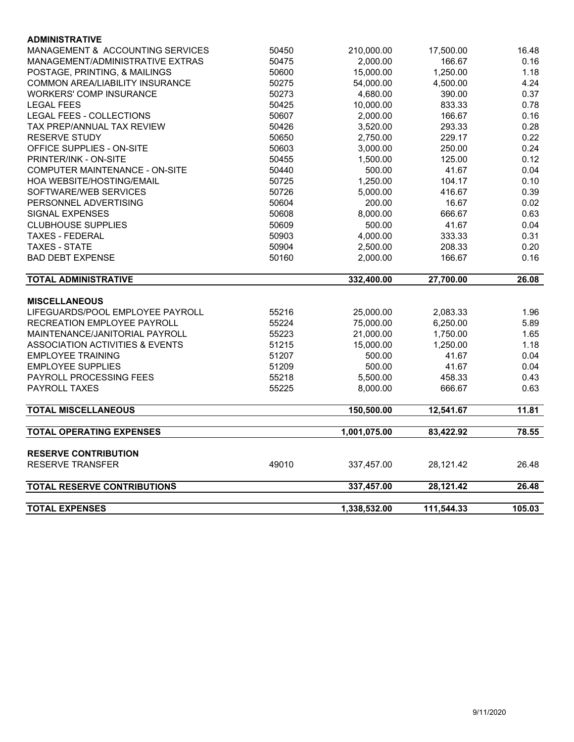| | | | | |
|---|---|---|---|---|
| **ADMINISTRATIVE** | | | | |
| MANAGEMENT & ACCOUNTING SERVICES | 50450 | 210,000.00 | 17,500.00 | 16.48 |
| MANAGEMENT/ADMINISTRATIVE EXTRAS | 50475 | 2,000.00 | 166.67 | 0.16 |
| POSTAGE, PRINTING, & MAILINGS | 50600 | 15,000.00 | 1,250.00 | 1.18 |
| COMMON AREA/LIABILITY INSURANCE | 50275 | 54,000.00 | 4,500.00 | 4.24 |
| WORKERS' COMP INSURANCE | 50273 | 4,680.00 | 390.00 | 0.37 |
| LEGAL FEES | 50425 | 10,000.00 | 833.33 | 0.78 |
| LEGAL FEES - COLLECTIONS | 50607 | 2,000.00 | 166.67 | 0.16 |
| TAX PREP/ANNUAL TAX REVIEW | 50426 | 3,520.00 | 293.33 | 0.28 |
| RESERVE STUDY | 50650 | 2,750.00 | 229.17 | 0.22 |
| OFFICE SUPPLIES - ON-SITE | 50603 | 3,000.00 | 250.00 | 0.24 |
| PRINTER/INK - ON-SITE | 50455 | 1,500.00 | 125.00 | 0.12 |
| COMPUTER MAINTENANCE - ON-SITE | 50440 | 500.00 | 41.67 | 0.04 |
| HOA WEBSITE/HOSTING/EMAIL | 50725 | 1,250.00 | 104.17 | 0.10 |
| SOFTWARE/WEB SERVICES | 50726 | 5,000.00 | 416.67 | 0.39 |
| PERSONNEL ADVERTISING | 50604 | 200.00 | 16.67 | 0.02 |
| SIGNAL EXPENSES | 50608 | 8,000.00 | 666.67 | 0.63 |
| CLUBHOUSE SUPPLIES | 50609 | 500.00 | 41.67 | 0.04 |
| TAXES - FEDERAL | 50903 | 4,000.00 | 333.33 | 0.31 |
| TAXES - STATE | 50904 | 2,500.00 | 208.33 | 0.20 |
| BAD DEBT EXPENSE | 50160 | 2,000.00 | 166.67 | 0.16 |
| **TOTAL ADMINISTRATIVE** | | **332,400.00** | **27,700.00** | **26.08** |
| **MISCELLANEOUS** | | | | |
| LIFEGUARDS/POOL EMPLOYEE PAYROLL | 55216 | 25,000.00 | 2,083.33 | 1.96 |
| RECREATION EMPLOYEE PAYROLL | 55224 | 75,000.00 | 6,250.00 | 5.89 |
| MAINTENANCE/JANITORIAL PAYROLL | 55223 | 21,000.00 | 1,750.00 | 1.65 |
| ASSOCIATION ACTIVITIES & EVENTS | 51215 | 15,000.00 | 1,250.00 | 1.18 |
| EMPLOYEE TRAINING | 51207 | 500.00 | 41.67 | 0.04 |
| EMPLOYEE SUPPLIES | 51209 | 500.00 | 41.67 | 0.04 |
| PAYROLL PROCESSING FEES | 55218 | 5,500.00 | 458.33 | 0.43 |
| PAYROLL TAXES | 55225 | 8,000.00 | 666.67 | 0.63 |
| **TOTAL MISCELLANEOUS** | | **150,500.00** | **12,541.67** | **11.81** |
| **TOTAL OPERATING EXPENSES** | | **1,001,075.00** | **83,422.92** | **78.55** |
| **RESERVE CONTRIBUTION** | | | | |
| RESERVE TRANSFER | 49010 | 337,457.00 | 28,121.42 | 26.48 |
| **TOTAL RESERVE CONTRIBUTIONS** | | **337,457.00** | **28,121.42** | **26.48** |
| **TOTAL EXPENSES** | | **1,338,532.00** | **111,544.33** | **105.03** |

9/11/2020